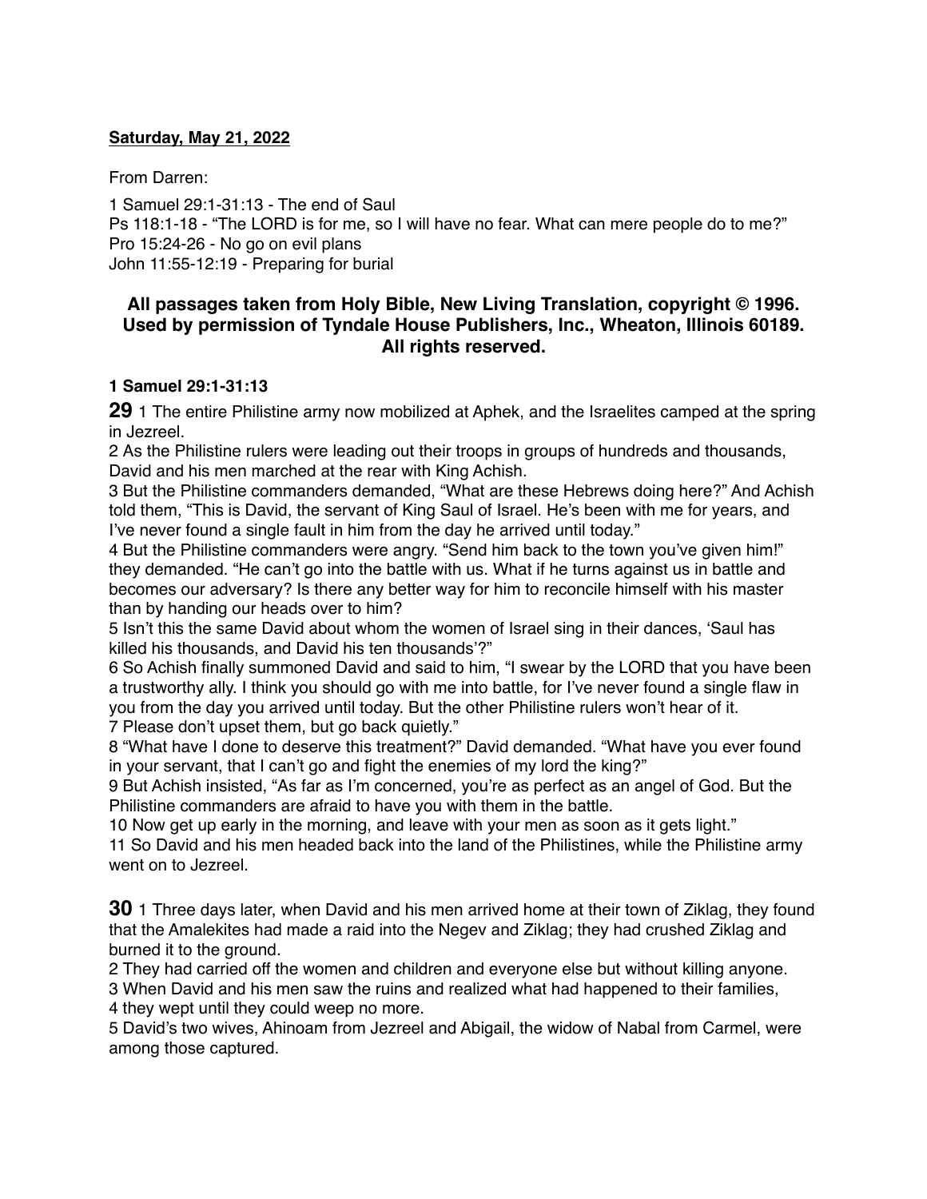**Saturday, May 21, 2022**

From Darren:

1 Samuel 29:1-31:13 - The end of Saul
Ps 118:1-18 - "The LORD is for me, so I will have no fear. What can mere people do to me?"
Pro 15:24-26 - No go on evil plans
John 11:55-12:19 - Preparing for burial

**All passages taken from Holy Bible, New Living Translation, copyright © 1996. Used by permission of Tyndale House Publishers, Inc., Wheaton, Illinois 60189. All rights reserved.**

**1 Samuel 29:1-31:13**

**29** 1 The entire Philistine army now mobilized at Aphek, and the Israelites camped at the spring in Jezreel.
2 As the Philistine rulers were leading out their troops in groups of hundreds and thousands, David and his men marched at the rear with King Achish.
3 But the Philistine commanders demanded, "What are these Hebrews doing here?" And Achish told them, "This is David, the servant of King Saul of Israel. He's been with me for years, and I've never found a single fault in him from the day he arrived until today."
4 But the Philistine commanders were angry. "Send him back to the town you've given him!" they demanded. "He can't go into the battle with us. What if he turns against us in battle and becomes our adversary? Is there any better way for him to reconcile himself with his master than by handing our heads over to him?
5 Isn't this the same David about whom the women of Israel sing in their dances, 'Saul has killed his thousands, and David his ten thousands'?"
6 So Achish finally summoned David and said to him, "I swear by the LORD that you have been a trustworthy ally. I think you should go with me into battle, for I've never found a single flaw in you from the day you arrived until today. But the other Philistine rulers won't hear of it.
7 Please don't upset them, but go back quietly."
8 "What have I done to deserve this treatment?" David demanded. "What have you ever found in your servant, that I can't go and fight the enemies of my lord the king?"
9 But Achish insisted, "As far as I'm concerned, you're as perfect as an angel of God. But the Philistine commanders are afraid to have you with them in the battle.
10 Now get up early in the morning, and leave with your men as soon as it gets light."
11 So David and his men headed back into the land of the Philistines, while the Philistine army went on to Jezreel.

**30** 1 Three days later, when David and his men arrived home at their town of Ziklag, they found that the Amalekites had made a raid into the Negev and Ziklag; they had crushed Ziklag and burned it to the ground.
2 They had carried off the women and children and everyone else but without killing anyone.
3 When David and his men saw the ruins and realized what had happened to their families,
4 they wept until they could weep no more.
5 David's two wives, Ahinoam from Jezreel and Abigail, the widow of Nabal from Carmel, were among those captured.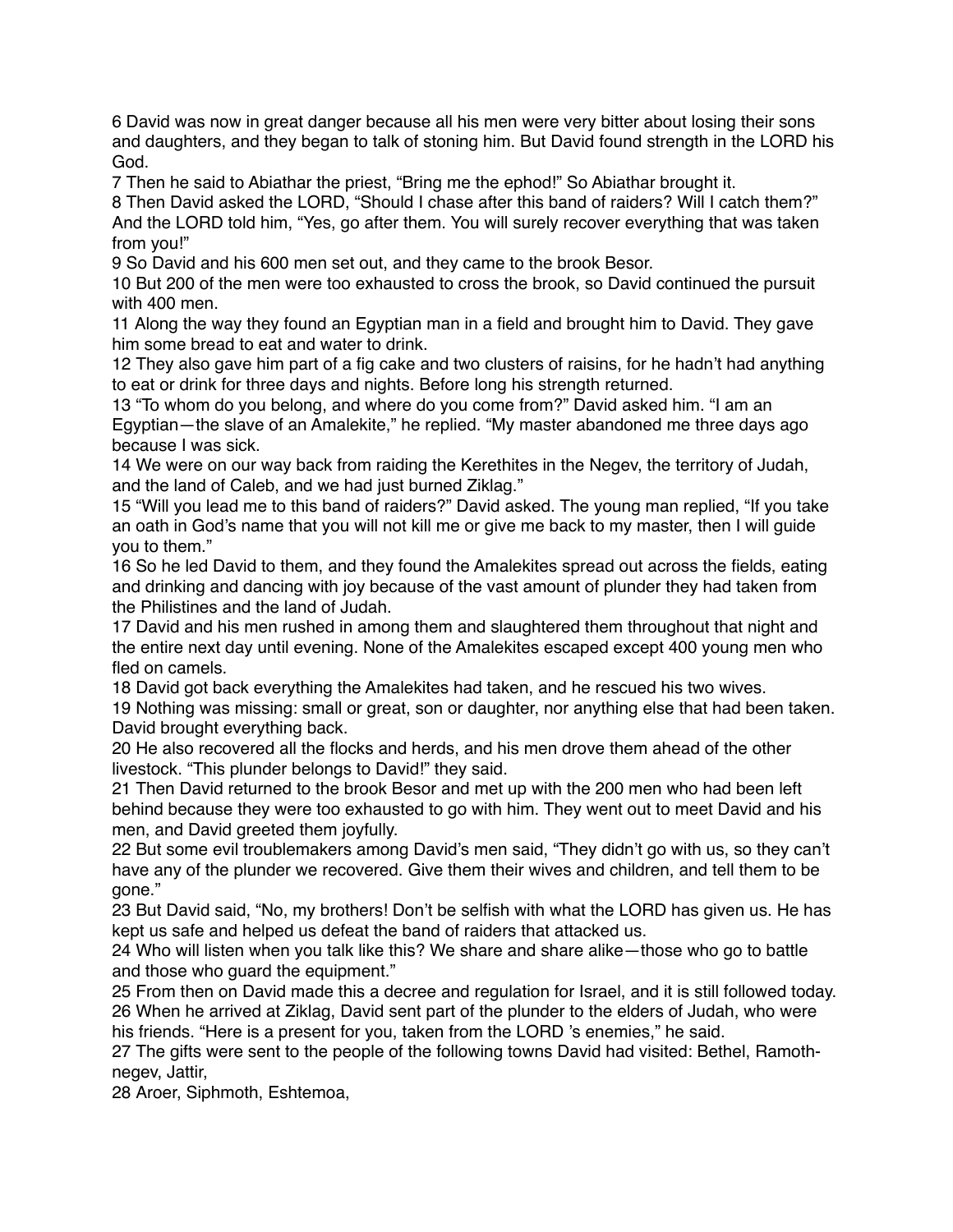6 David was now in great danger because all his men were very bitter about losing their sons and daughters, and they began to talk of stoning him. But David found strength in the LORD his God.

7 Then he said to Abiathar the priest, “Bring me the ephod!” So Abiathar brought it.

8 Then David asked the LORD, “Should I chase after this band of raiders? Will I catch them?” And the LORD told him, “Yes, go after them. You will surely recover everything that was taken from you!”

9 So David and his 600 men set out, and they came to the brook Besor.

10 But 200 of the men were too exhausted to cross the brook, so David continued the pursuit with 400 men.

11 Along the way they found an Egyptian man in a field and brought him to David. They gave him some bread to eat and water to drink.

12 They also gave him part of a fig cake and two clusters of raisins, for he hadn’t had anything to eat or drink for three days and nights. Before long his strength returned.

13 “To whom do you belong, and where do you come from?” David asked him. “I am an Egyptian—the slave of an Amalekite,” he replied. “My master abandoned me three days ago because I was sick.

14 We were on our way back from raiding the Kerethites in the Negev, the territory of Judah, and the land of Caleb, and we had just burned Ziklag.”

15 “Will you lead me to this band of raiders?” David asked. The young man replied, “If you take an oath in God’s name that you will not kill me or give me back to my master, then I will guide you to them.”

16 So he led David to them, and they found the Amalekites spread out across the fields, eating and drinking and dancing with joy because of the vast amount of plunder they had taken from the Philistines and the land of Judah.

17 David and his men rushed in among them and slaughtered them throughout that night and the entire next day until evening. None of the Amalekites escaped except 400 young men who fled on camels.

18 David got back everything the Amalekites had taken, and he rescued his two wives.

19 Nothing was missing: small or great, son or daughter, nor anything else that had been taken. David brought everything back.

20 He also recovered all the flocks and herds, and his men drove them ahead of the other livestock. “This plunder belongs to David!” they said.

21 Then David returned to the brook Besor and met up with the 200 men who had been left behind because they were too exhausted to go with him. They went out to meet David and his men, and David greeted them joyfully.

22 But some evil troublemakers among David’s men said, “They didn’t go with us, so they can’t have any of the plunder we recovered. Give them their wives and children, and tell them to be gone.”

23 But David said, “No, my brothers! Don’t be selfish with what the LORD has given us. He has kept us safe and helped us defeat the band of raiders that attacked us.

24 Who will listen when you talk like this? We share and share alike—those who go to battle and those who guard the equipment.”

25 From then on David made this a decree and regulation for Israel, and it is still followed today.

26 When he arrived at Ziklag, David sent part of the plunder to the elders of Judah, who were his friends. “Here is a present for you, taken from the LORD ’s enemies,” he said.

27 The gifts were sent to the people of the following towns David had visited: Bethel, Ramoth-negev, Jattir,

28 Aroer, Siphmoth, Eshtemoa,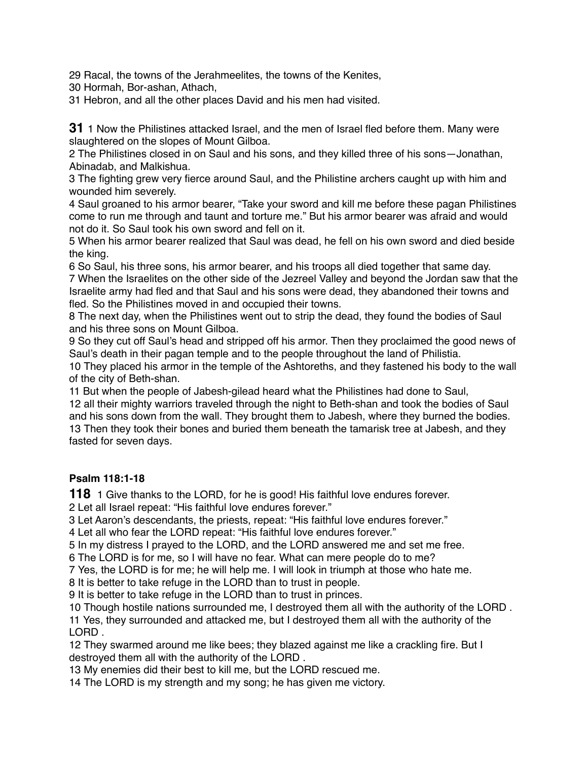29 Racal, the towns of the Jerahmeelites, the towns of the Kenites,
30 Hormah, Bor-ashan, Athach,
31 Hebron, and all the other places David and his men had visited.

**31** 1 Now the Philistines attacked Israel, and the men of Israel fled before them. Many were slaughtered on the slopes of Mount Gilboa.
2 The Philistines closed in on Saul and his sons, and they killed three of his sons—Jonathan, Abinadab, and Malkishua.
3 The fighting grew very fierce around Saul, and the Philistine archers caught up with him and wounded him severely.
4 Saul groaned to his armor bearer, "Take your sword and kill me before these pagan Philistines come to run me through and taunt and torture me." But his armor bearer was afraid and would not do it. So Saul took his own sword and fell on it.
5 When his armor bearer realized that Saul was dead, he fell on his own sword and died beside the king.
6 So Saul, his three sons, his armor bearer, and his troops all died together that same day.
7 When the Israelites on the other side of the Jezreel Valley and beyond the Jordan saw that the Israelite army had fled and that Saul and his sons were dead, they abandoned their towns and fled. So the Philistines moved in and occupied their towns.
8 The next day, when the Philistines went out to strip the dead, they found the bodies of Saul and his three sons on Mount Gilboa.
9 So they cut off Saul's head and stripped off his armor. Then they proclaimed the good news of Saul's death in their pagan temple and to the people throughout the land of Philistia.
10 They placed his armor in the temple of the Ashtoreths, and they fastened his body to the wall of the city of Beth-shan.
11 But when the people of Jabesh-gilead heard what the Philistines had done to Saul,
12 all their mighty warriors traveled through the night to Beth-shan and took the bodies of Saul and his sons down from the wall. They brought them to Jabesh, where they burned the bodies.
13 Then they took their bones and buried them beneath the tamarisk tree at Jabesh, and they fasted for seven days.

**Psalm 118:1-18**

**118** 1 Give thanks to the LORD, for he is good! His faithful love endures forever.
2 Let all Israel repeat: "His faithful love endures forever."
3 Let Aaron's descendants, the priests, repeat: "His faithful love endures forever."
4 Let all who fear the LORD repeat: "His faithful love endures forever."
5 In my distress I prayed to the LORD, and the LORD answered me and set me free.
6 The LORD is for me, so I will have no fear. What can mere people do to me?
7 Yes, the LORD is for me; he will help me. I will look in triumph at those who hate me.
8 It is better to take refuge in the LORD than to trust in people.
9 It is better to take refuge in the LORD than to trust in princes.
10 Though hostile nations surrounded me, I destroyed them all with the authority of the LORD .
11 Yes, they surrounded and attacked me, but I destroyed them all with the authority of the LORD .
12 They swarmed around me like bees; they blazed against me like a crackling fire. But I destroyed them all with the authority of the LORD .
13 My enemies did their best to kill me, but the LORD rescued me.
14 The LORD is my strength and my song; he has given me victory.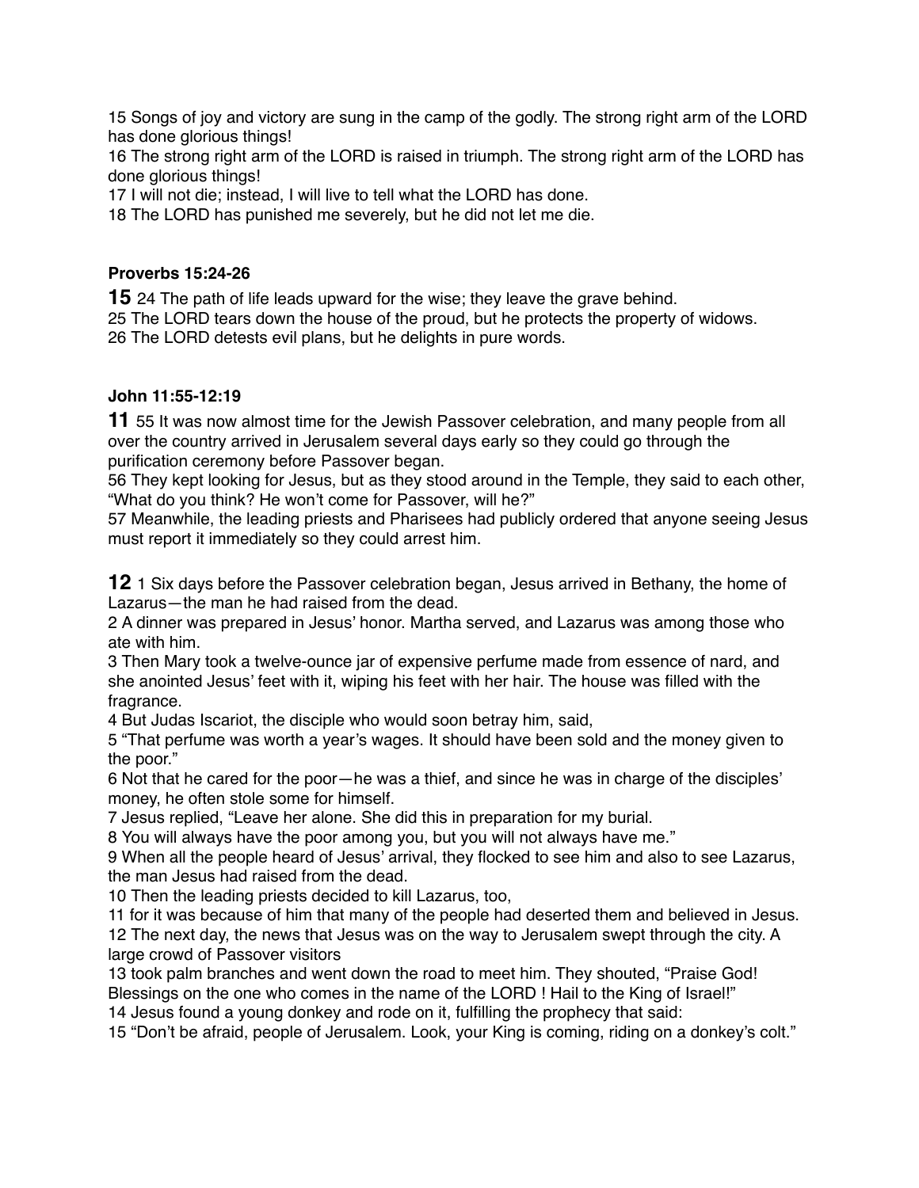15 Songs of joy and victory are sung in the camp of the godly. The strong right arm of the LORD has done glorious things!
16 The strong right arm of the LORD is raised in triumph. The strong right arm of the LORD has done glorious things!
17 I will not die; instead, I will live to tell what the LORD has done.
18 The LORD has punished me severely, but he did not let me die.

**Proverbs 15:24-26**

**15** 24 The path of life leads upward for the wise; they leave the grave behind.
25 The LORD tears down the house of the proud, but he protects the property of widows.
26 The LORD detests evil plans, but he delights in pure words.

**John 11:55-12:19**

**11** 55 It was now almost time for the Jewish Passover celebration, and many people from all over the country arrived in Jerusalem several days early so they could go through the purification ceremony before Passover began.
56 They kept looking for Jesus, but as they stood around in the Temple, they said to each other, “What do you think? He won’t come for Passover, will he?”
57 Meanwhile, the leading priests and Pharisees had publicly ordered that anyone seeing Jesus must report it immediately so they could arrest him.

**12** 1 Six days before the Passover celebration began, Jesus arrived in Bethany, the home of Lazarus—the man he had raised from the dead.
2 A dinner was prepared in Jesus’ honor. Martha served, and Lazarus was among those who ate with him.
3 Then Mary took a twelve-ounce jar of expensive perfume made from essence of nard, and she anointed Jesus’ feet with it, wiping his feet with her hair. The house was filled with the fragrance.
4 But Judas Iscariot, the disciple who would soon betray him, said,
5 “That perfume was worth a year’s wages. It should have been sold and the money given to the poor.”
6 Not that he cared for the poor—he was a thief, and since he was in charge of the disciples’ money, he often stole some for himself.
7 Jesus replied, “Leave her alone. She did this in preparation for my burial.
8 You will always have the poor among you, but you will not always have me.”
9 When all the people heard of Jesus’ arrival, they flocked to see him and also to see Lazarus, the man Jesus had raised from the dead.
10 Then the leading priests decided to kill Lazarus, too,
11 for it was because of him that many of the people had deserted them and believed in Jesus.
12 The next day, the news that Jesus was on the way to Jerusalem swept through the city. A large crowd of Passover visitors
13 took palm branches and went down the road to meet him. They shouted, “Praise God! Blessings on the one who comes in the name of the LORD ! Hail to the King of Israel!”
14 Jesus found a young donkey and rode on it, fulfilling the prophecy that said:
15 “Don’t be afraid, people of Jerusalem. Look, your King is coming, riding on a donkey’s colt.”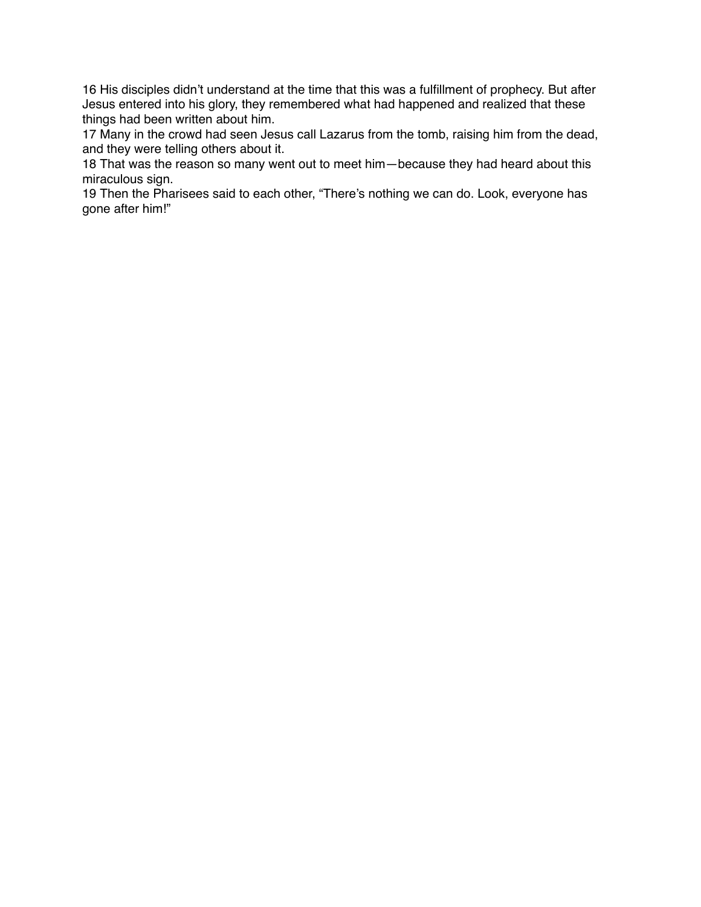16 His disciples didn't understand at the time that this was a fulfillment of prophecy. But after Jesus entered into his glory, they remembered what had happened and realized that these things had been written about him.
17 Many in the crowd had seen Jesus call Lazarus from the tomb, raising him from the dead, and they were telling others about it.
18 That was the reason so many went out to meet him—because they had heard about this miraculous sign.
19 Then the Pharisees said to each other, "There's nothing we can do. Look, everyone has gone after him!"